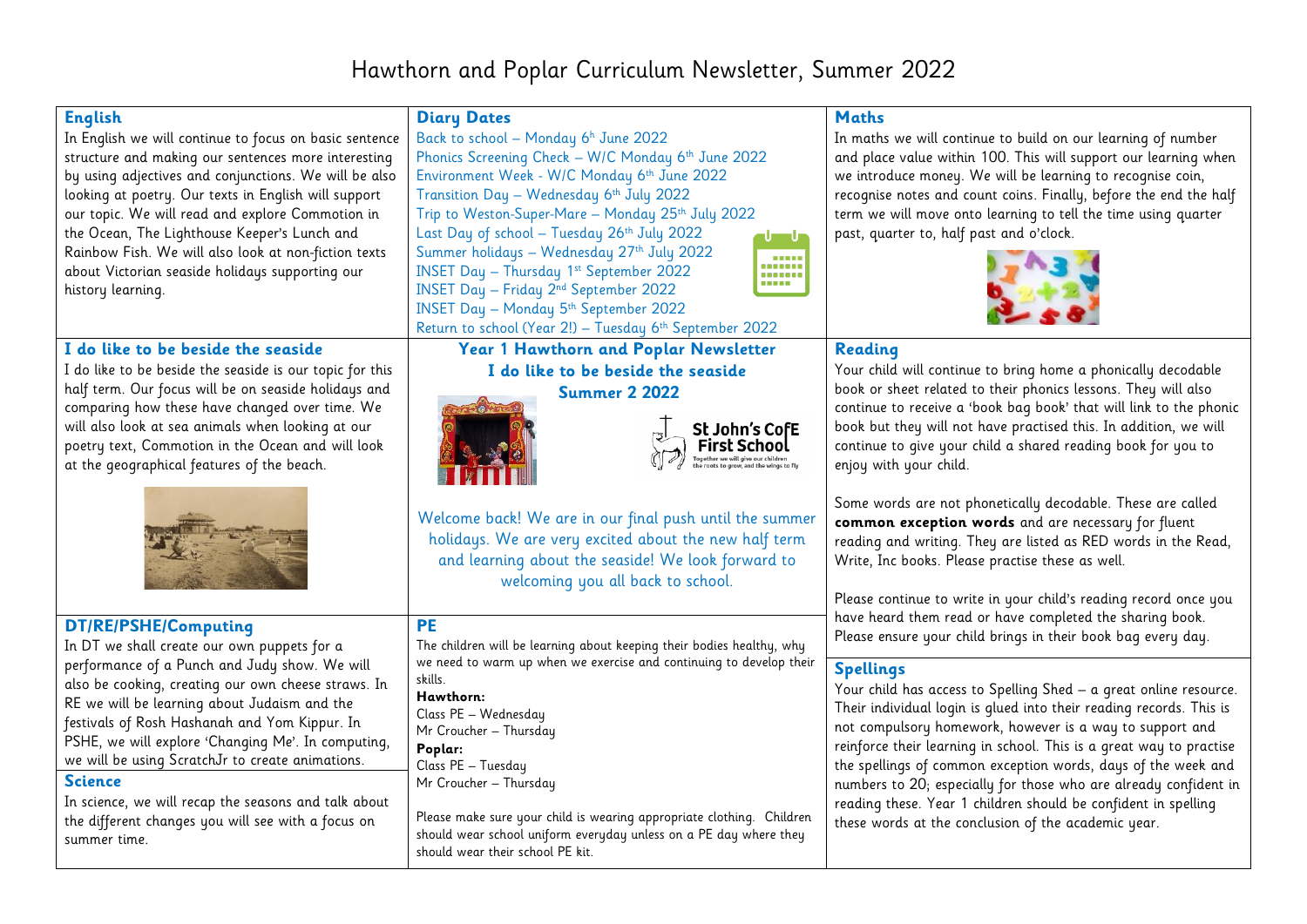# Hawthorn and Poplar Curriculum Newsletter, Summer 2022

## English

In English we will continue to focus on basic sentence structure and making our sentences more interesting by using adjectives and conjunctions. We will be also looking at poetry. Our texts in English will support our topic. We will read and explore Commotion in the Ocean, The Lighthouse Keeper's Lunch and Rainbow Fish. We will also look at non-fiction texts about Victorian seaside holidays supporting our history learning.

## I do like to be beside the seaside

I do like to be beside the seaside is our topic for this half term. Our focus will be on seaside holidays and comparing how these have changed over time. We will also look at sea animals when looking at our poetry text, Commotion in the Ocean and will look at the geographical features of the beach.

## DT/RE/PSHE/Computing

In DT we shall create our own puppets for a performance of a Punch and Judy show. We will also be cooking, creating our own cheese straws. In RE we will be learning about Judaism and the festivals of Rosh Hashanah and Yom Kippur. In PSHE, we will explore 'Changing Me'. In computing, we will be using ScratchJr to create animations.

## Science

In science, we will recap the seasons and talk about the different changes you will see with a focus on summer time.

## Diary Dates

Back to school – Monday 6h June 2022
Phonics Screening Check – W/C Monday 6th June 2022
Environment Week - W/C Monday 6th June 2022
Transition Day – Wednesday 6th July 2022
Trip to Weston-Super-Mare – Monday 25th July 2022
Last Day of school – Tuesday 26th July 2022
Summer holidays – Wednesday 27th July 2022
INSET Day – Thursday 1st September 2022
INSET Day – Friday 2nd September 2022
INSET Day – Monday 5th September 2022
Return to school (Year 2!) – Tuesday 6th September 2022

## Year 1 Hawthorn and Poplar Newsletter
## I do like to be beside the seaside
## Summer 2 2022

St John's CofE First School
Together we will give our children the roots to grow, and the wings to fly

Welcome back! We are in our final push until the summer holidays. We are very excited about the new half term and learning about the seaside! We look forward to welcoming you all back to school.

## PE

The children will be learning about keeping their bodies healthy, why we need to warm up when we exercise and continuing to develop their skills.

**Hawthorn:**
Class PE – Wednesday
Mr Croucher – Thursday

**Poplar:**
Class PE – Tuesday
Mr Croucher – Thursday

Please make sure your child is wearing appropriate clothing. Children should wear school uniform everyday unless on a PE day where they should wear their school PE kit.

## Maths

In maths we will continue to build on our learning of number and place value within 100. This will support our learning when we introduce money. We will be learning to recognise coin, recognise notes and count coins. Finally, before the end the half term we will move onto learning to tell the time using quarter past, quarter to, half past and o'clock.

## Reading

Your child will continue to bring home a phonically decodable book or sheet related to their phonics lessons. They will also continue to receive a 'book bag book' that will link to the phonic book but they will not have practised this. In addition, we will continue to give your child a shared reading book for you to enjoy with your child.

Some words are not phonetically decodable. These are called **common exception words** and are necessary for fluent reading and writing. They are listed as RED words in the Read, Write, Inc books. Please practise these as well.

Please continue to write in your child's reading record once you have heard them read or have completed the sharing book. Please ensure your child brings in their book bag every day.

## Spellings

Your child has access to Spelling Shed – a great online resource. Their individual login is glued into their reading records. This is not compulsory homework, however is a way to support and reinforce their learning in school. This is a great way to practise the spellings of common exception words, days of the week and numbers to 20; especially for those who are already confident in reading these. Year 1 children should be confident in spelling these words at the conclusion of the academic year.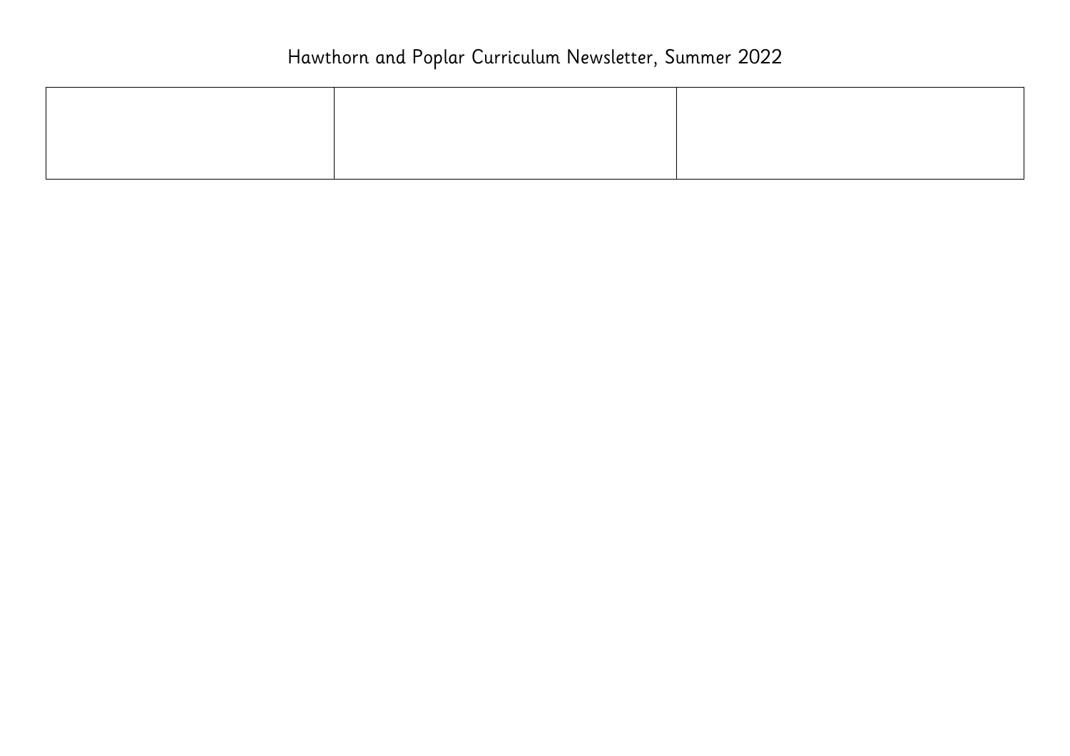Hawthorn and Poplar Curriculum Newsletter, Summer 2022

| | | |
|---|---|---|
| | | |